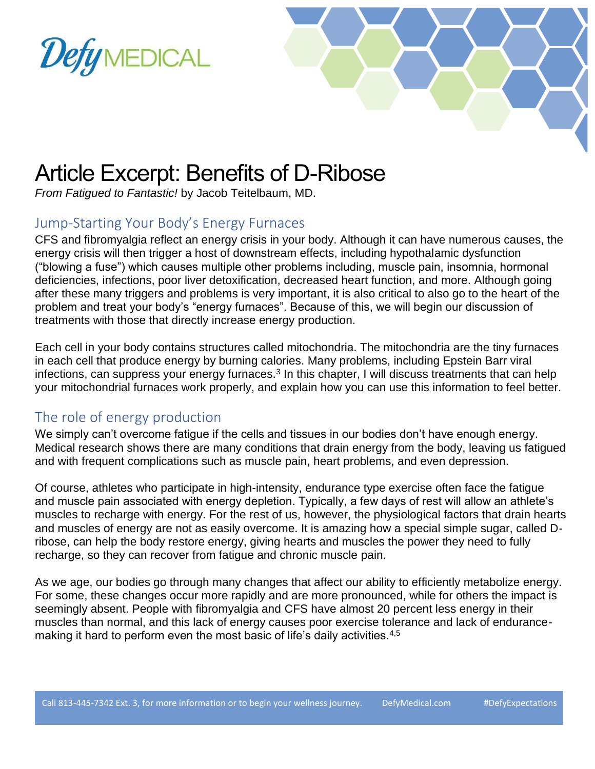# Article Excerpt: Benefits of D-Ribose

*From Fatigued to Fantastic!* by Jacob Teitelbaum, MD.

## Jump-Starting Your Body's Energy Furnaces

CFS and fibromyalgia reflect an energy crisis in your body. Although it can have numerous causes, the energy crisis will then trigger a host of downstream effects, including hypothalamic dysfunction ("blowing a fuse") which causes multiple other problems including, muscle pain, insomnia, hormonal deficiencies, infections, poor liver detoxification, decreased heart function, and more. Although going after these many triggers and problems is very important, it is also critical to also go to the heart of the problem and treat your body's "energy furnaces". Because of this, we will begin our discussion of treatments with those that directly increase energy production.

Each cell in your body contains structures called mitochondria. The mitochondria are the tiny furnaces in each cell that produce energy by burning calories. Many problems, including Epstein Barr viral infections, can suppress your energy furnaces.[3] In this chapter, I will discuss treatments that can help your mitochondrial furnaces work properly, and explain how you can use this information to feel better.

## The role of energy production

We simply can't overcome fatigue if the cells and tissues in our bodies don't have enough energy. Medical research shows there are many conditions that drain energy from the body, leaving us fatigued and with frequent complications such as muscle pain, heart problems, and even depression.

Of course, athletes who participate in high-intensity, endurance type exercise often face the fatigue and muscle pain associated with energy depletion. Typically, a few days of rest will allow an athlete's muscles to recharge with energy. For the rest of us, however, the physiological factors that drain hearts and muscles of energy are not as easily overcome. It is amazing how a special simple sugar, called D-ribose, can help the body restore energy, giving hearts and muscles the power they need to fully recharge, so they can recover from fatigue and chronic muscle pain.

As we age, our bodies go through many changes that affect our ability to efficiently metabolize energy. For some, these changes occur more rapidly and are more pronounced, while for others the impact is seemingly absent. People with fibromyalgia and CFS have almost 20 percent less energy in their muscles than normal, and this lack of energy causes poor exercise tolerance and lack of endurance-making it hard to perform even the most basic of life's daily activities.[4,5]

Call 813-445-7342 Ext. 3, for more information or to begin your wellness journey. DefyMedical.com #DefyExpectations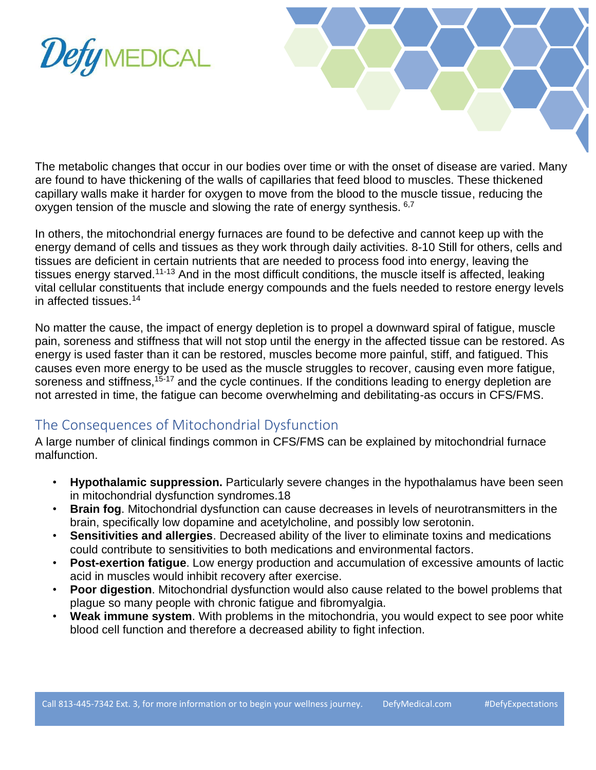The metabolic changes that occur in our bodies over time or with the onset of disease are varied. Many are found to have thickening of the walls of capillaries that feed blood to muscles. These thickened capillary walls make it harder for oxygen to move from the blood to the muscle tissue, reducing the oxygen tension of the muscle and slowing the rate of energy synthesis. [6,7]

In others, the mitochondrial energy furnaces are found to be defective and cannot keep up with the energy demand of cells and tissues as they work through daily activities. 8-10 Still for others, cells and tissues are deficient in certain nutrients that are needed to process food into energy, leaving the tissues energy starved.[11-13] And in the most difficult conditions, the muscle itself is affected, leaking vital cellular constituents that include energy compounds and the fuels needed to restore energy levels in affected tissues.[14]

No matter the cause, the impact of energy depletion is to propel a downward spiral of fatigue, muscle pain, soreness and stiffness that will not stop until the energy in the affected tissue can be restored. As energy is used faster than it can be restored, muscles become more painful, stiff, and fatigued. This causes even more energy to be used as the muscle struggles to recover, causing even more fatigue, soreness and stiffness,[15-17] and the cycle continues. If the conditions leading to energy depletion are not arrested in time, the fatigue can become overwhelming and debilitating-as occurs in CFS/FMS.

## The Consequences of Mitochondrial Dysfunction

A large number of clinical findings common in CFS/FMS can be explained by mitochondrial furnace malfunction.

- **Hypothalamic suppression.** Particularly severe changes in the hypothalamus have been seen in mitochondrial dysfunction syndromes.18
- **Brain fog**. Mitochondrial dysfunction can cause decreases in levels of neurotransmitters in the brain, specifically low dopamine and acetylcholine, and possibly low serotonin.
- **Sensitivities and allergies**. Decreased ability of the liver to eliminate toxins and medications could contribute to sensitivities to both medications and environmental factors.
- **Post-exertion fatigue**. Low energy production and accumulation of excessive amounts of lactic acid in muscles would inhibit recovery after exercise.
- **Poor digestion**. Mitochondrial dysfunction would also cause related to the bowel problems that plague so many people with chronic fatigue and fibromyalgia.
- **Weak immune system**. With problems in the mitochondria, you would expect to see poor white blood cell function and therefore a decreased ability to fight infection.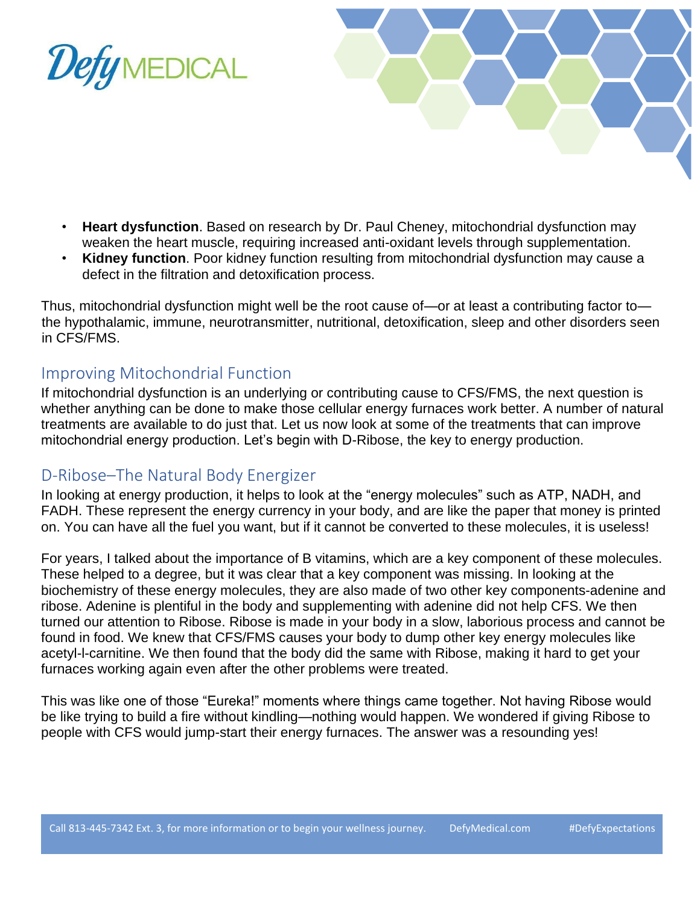- **Heart dysfunction**. Based on research by Dr. Paul Cheney, mitochondrial dysfunction may weaken the heart muscle, requiring increased anti-oxidant levels through supplementation.
- **Kidney function**. Poor kidney function resulting from mitochondrial dysfunction may cause a defect in the filtration and detoxification process.

Thus, mitochondrial dysfunction might well be the root cause of—or at least a contributing factor to—the hypothalamic, immune, neurotransmitter, nutritional, detoxification, sleep and other disorders seen in CFS/FMS.

## Improving Mitochondrial Function

If mitochondrial dysfunction is an underlying or contributing cause to CFS/FMS, the next question is whether anything can be done to make those cellular energy furnaces work better. A number of natural treatments are available to do just that. Let us now look at some of the treatments that can improve mitochondrial energy production. Let's begin with D-Ribose, the key to energy production.

## D-Ribose–The Natural Body Energizer

In looking at energy production, it helps to look at the "energy molecules" such as ATP, NADH, and FADH. These represent the energy currency in your body, and are like the paper that money is printed on. You can have all the fuel you want, but if it cannot be converted to these molecules, it is useless!

For years, I talked about the importance of B vitamins, which are a key component of these molecules. These helped to a degree, but it was clear that a key component was missing. In looking at the biochemistry of these energy molecules, they are also made of two other key components-adenine and ribose. Adenine is plentiful in the body and supplementing with adenine did not help CFS. We then turned our attention to Ribose. Ribose is made in your body in a slow, laborious process and cannot be found in food. We knew that CFS/FMS causes your body to dump other key energy molecules like acetyl-l-carnitine. We then found that the body did the same with Ribose, making it hard to get your furnaces working again even after the other problems were treated.

This was like one of those "Eureka!" moments where things came together. Not having Ribose would be like trying to build a fire without kindling—nothing would happen. We wondered if giving Ribose to people with CFS would jump-start their energy furnaces. The answer was a resounding yes!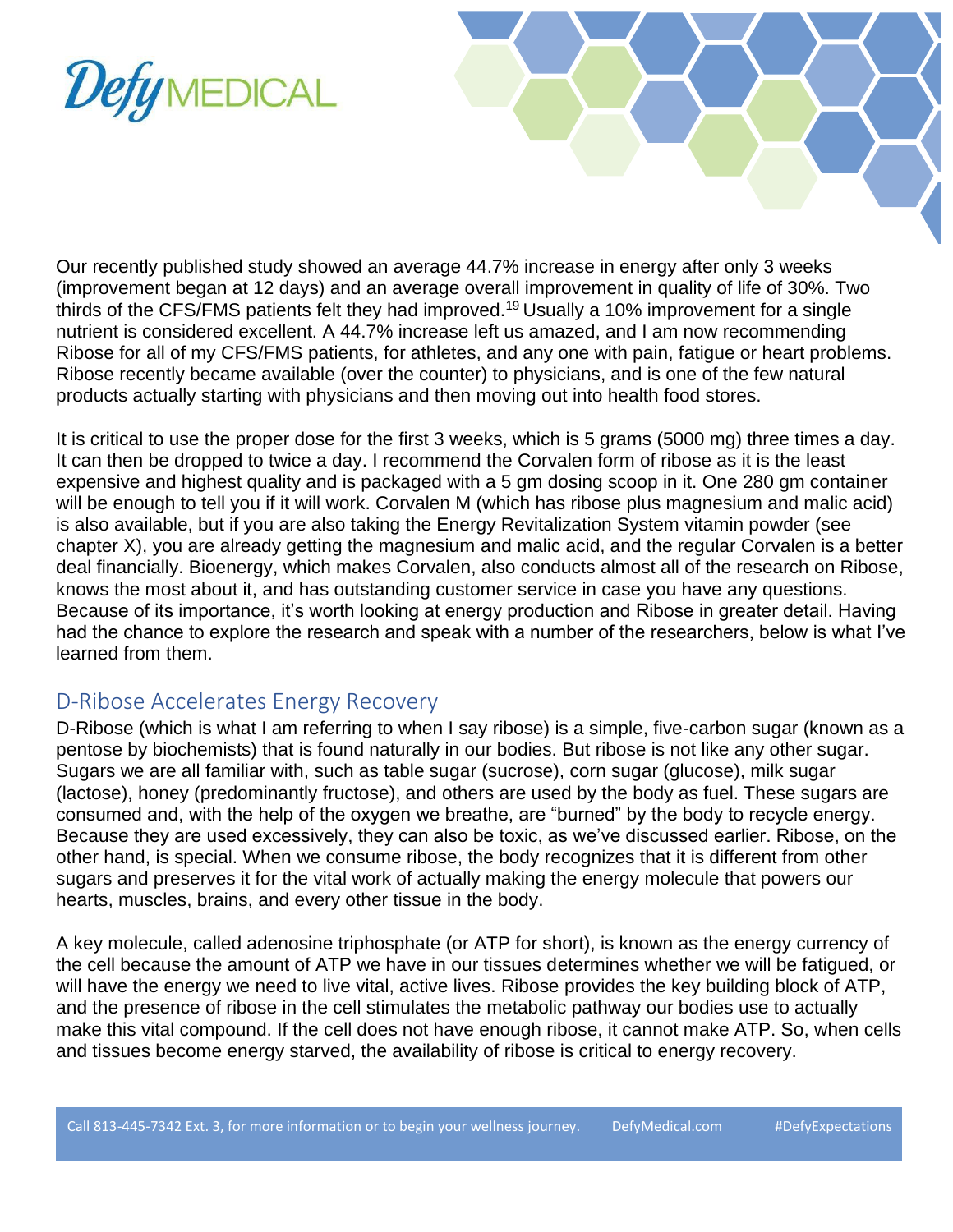Our recently published study showed an average 44.7% increase in energy after only 3 weeks (improvement began at 12 days) and an average overall improvement in quality of life of 30%. Two thirds of the CFS/FMS patients felt they had improved.[19] Usually a 10% improvement for a single nutrient is considered excellent. A 44.7% increase left us amazed, and I am now recommending Ribose for all of my CFS/FMS patients, for athletes, and any one with pain, fatigue or heart problems. Ribose recently became available (over the counter) to physicians, and is one of the few natural products actually starting with physicians and then moving out into health food stores.

It is critical to use the proper dose for the first 3 weeks, which is 5 grams (5000 mg) three times a day. It can then be dropped to twice a day. I recommend the Corvalen form of ribose as it is the least expensive and highest quality and is packaged with a 5 gm dosing scoop in it. One 280 gm container will be enough to tell you if it will work. Corvalen M (which has ribose plus magnesium and malic acid) is also available, but if you are also taking the Energy Revitalization System vitamin powder (see chapter X), you are already getting the magnesium and malic acid, and the regular Corvalen is a better deal financially. Bioenergy, which makes Corvalen, also conducts almost all of the research on Ribose, knows the most about it, and has outstanding customer service in case you have any questions. Because of its importance, it's worth looking at energy production and Ribose in greater detail. Having had the chance to explore the research and speak with a number of the researchers, below is what I've learned from them.

## D-Ribose Accelerates Energy Recovery

D-Ribose (which is what I am referring to when I say ribose) is a simple, five-carbon sugar (known as a pentose by biochemists) that is found naturally in our bodies. But ribose is not like any other sugar. Sugars we are all familiar with, such as table sugar (sucrose), corn sugar (glucose), milk sugar (lactose), honey (predominantly fructose), and others are used by the body as fuel. These sugars are consumed and, with the help of the oxygen we breathe, are "burned" by the body to recycle energy. Because they are used excessively, they can also be toxic, as we've discussed earlier. Ribose, on the other hand, is special. When we consume ribose, the body recognizes that it is different from other sugars and preserves it for the vital work of actually making the energy molecule that powers our hearts, muscles, brains, and every other tissue in the body.

A key molecule, called adenosine triphosphate (or ATP for short), is known as the energy currency of the cell because the amount of ATP we have in our tissues determines whether we will be fatigued, or will have the energy we need to live vital, active lives. Ribose provides the key building block of ATP, and the presence of ribose in the cell stimulates the metabolic pathway our bodies use to actually make this vital compound. If the cell does not have enough ribose, it cannot make ATP. So, when cells and tissues become energy starved, the availability of ribose is critical to energy recovery.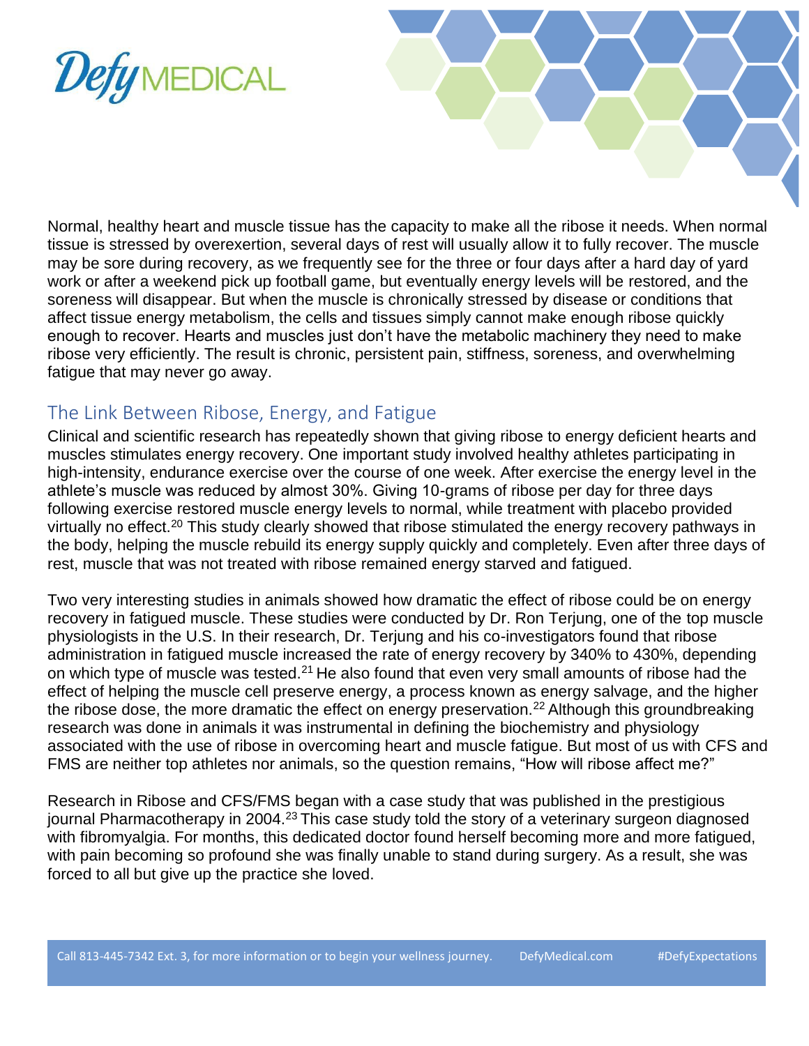Normal, healthy heart and muscle tissue has the capacity to make all the ribose it needs. When normal tissue is stressed by overexertion, several days of rest will usually allow it to fully recover. The muscle may be sore during recovery, as we frequently see for the three or four days after a hard day of yard work or after a weekend pick up football game, but eventually energy levels will be restored, and the soreness will disappear. But when the muscle is chronically stressed by disease or conditions that affect tissue energy metabolism, the cells and tissues simply cannot make enough ribose quickly enough to recover. Hearts and muscles just don't have the metabolic machinery they need to make ribose very efficiently. The result is chronic, persistent pain, stiffness, soreness, and overwhelming fatigue that may never go away.

## The Link Between Ribose, Energy, and Fatigue

Clinical and scientific research has repeatedly shown that giving ribose to energy deficient hearts and muscles stimulates energy recovery. One important study involved healthy athletes participating in high-intensity, endurance exercise over the course of one week. After exercise the energy level in the athlete's muscle was reduced by almost 30%. Giving 10-grams of ribose per day for three days following exercise restored muscle energy levels to normal, while treatment with placebo provided virtually no effect.[20] This study clearly showed that ribose stimulated the energy recovery pathways in the body, helping the muscle rebuild its energy supply quickly and completely. Even after three days of rest, muscle that was not treated with ribose remained energy starved and fatigued.

Two very interesting studies in animals showed how dramatic the effect of ribose could be on energy recovery in fatigued muscle. These studies were conducted by Dr. Ron Terjung, one of the top muscle physiologists in the U.S. In their research, Dr. Terjung and his co-investigators found that ribose administration in fatigued muscle increased the rate of energy recovery by 340% to 430%, depending on which type of muscle was tested.[21] He also found that even very small amounts of ribose had the effect of helping the muscle cell preserve energy, a process known as energy salvage, and the higher the ribose dose, the more dramatic the effect on energy preservation.[22] Although this groundbreaking research was done in animals it was instrumental in defining the biochemistry and physiology associated with the use of ribose in overcoming heart and muscle fatigue. But most of us with CFS and FMS are neither top athletes nor animals, so the question remains, "How will ribose affect me?"

Research in Ribose and CFS/FMS began with a case study that was published in the prestigious journal Pharmacotherapy in 2004.[23] This case study told the story of a veterinary surgeon diagnosed with fibromyalgia. For months, this dedicated doctor found herself becoming more and more fatigued, with pain becoming so profound she was finally unable to stand during surgery. As a result, she was forced to all but give up the practice she loved.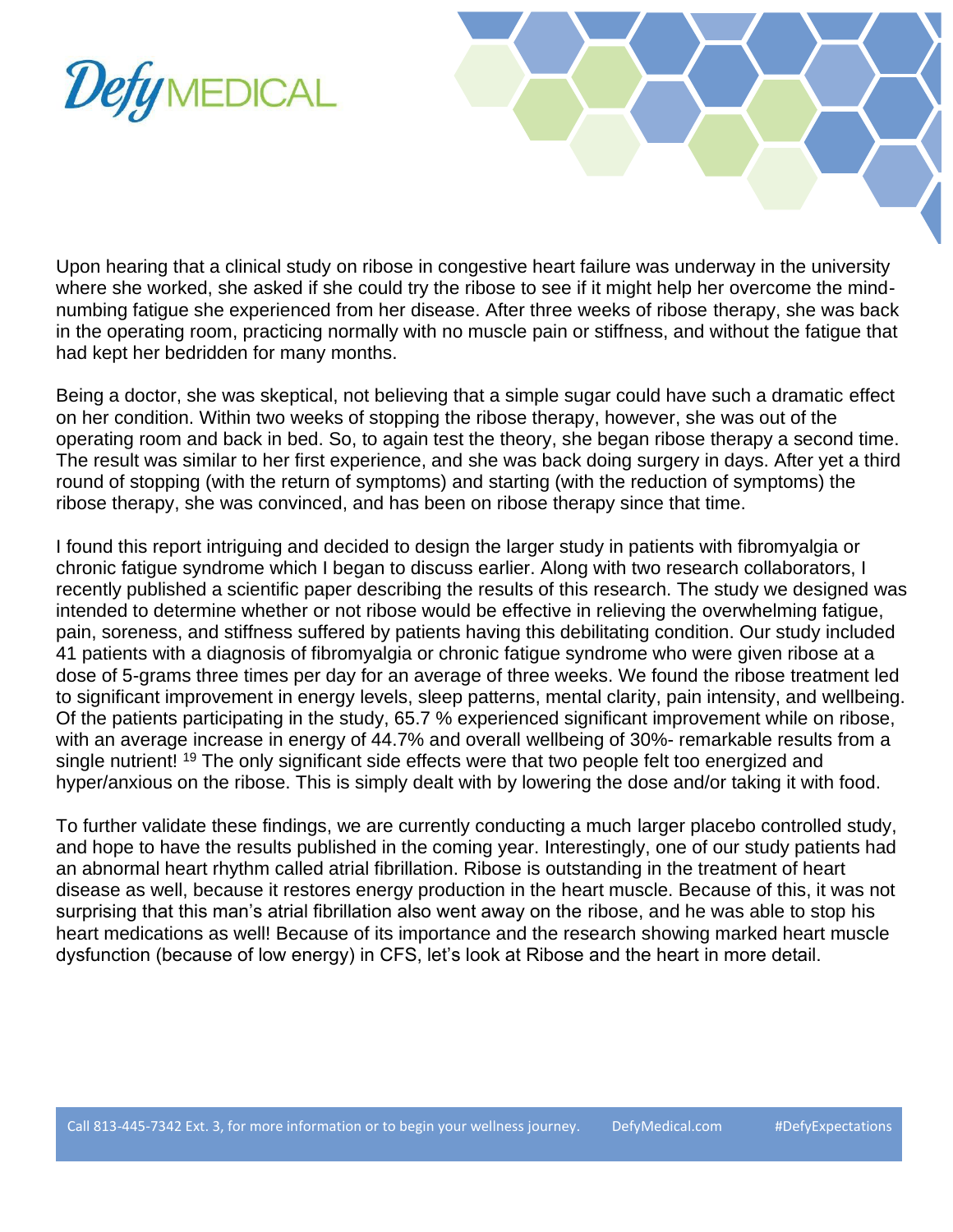Upon hearing that a clinical study on ribose in congestive heart failure was underway in the university where she worked, she asked if she could try the ribose to see if it might help her overcome the mind-numbing fatigue she experienced from her disease. After three weeks of ribose therapy, she was back in the operating room, practicing normally with no muscle pain or stiffness, and without the fatigue that had kept her bedridden for many months.

Being a doctor, she was skeptical, not believing that a simple sugar could have such a dramatic effect on her condition. Within two weeks of stopping the ribose therapy, however, she was out of the operating room and back in bed. So, to again test the theory, she began ribose therapy a second time. The result was similar to her first experience, and she was back doing surgery in days. After yet a third round of stopping (with the return of symptoms) and starting (with the reduction of symptoms) the ribose therapy, she was convinced, and has been on ribose therapy since that time.

I found this report intriguing and decided to design the larger study in patients with fibromyalgia or chronic fatigue syndrome which I began to discuss earlier. Along with two research collaborators, I recently published a scientific paper describing the results of this research. The study we designed was intended to determine whether or not ribose would be effective in relieving the overwhelming fatigue, pain, soreness, and stiffness suffered by patients having this debilitating condition. Our study included 41 patients with a diagnosis of fibromyalgia or chronic fatigue syndrome who were given ribose at a dose of 5-grams three times per day for an average of three weeks. We found the ribose treatment led to significant improvement in energy levels, sleep patterns, mental clarity, pain intensity, and wellbeing. Of the patients participating in the study, 65.7 % experienced significant improvement while on ribose, with an average increase in energy of 44.7% and overall wellbeing of 30%- remarkable results from a single nutrient! [19] The only significant side effects were that two people felt too energized and hyper/anxious on the ribose. This is simply dealt with by lowering the dose and/or taking it with food.

To further validate these findings, we are currently conducting a much larger placebo controlled study, and hope to have the results published in the coming year. Interestingly, one of our study patients had an abnormal heart rhythm called atrial fibrillation. Ribose is outstanding in the treatment of heart disease as well, because it restores energy production in the heart muscle. Because of this, it was not surprising that this man's atrial fibrillation also went away on the ribose, and he was able to stop his heart medications as well! Because of its importance and the research showing marked heart muscle dysfunction (because of low energy) in CFS, let's look at Ribose and the heart in more detail.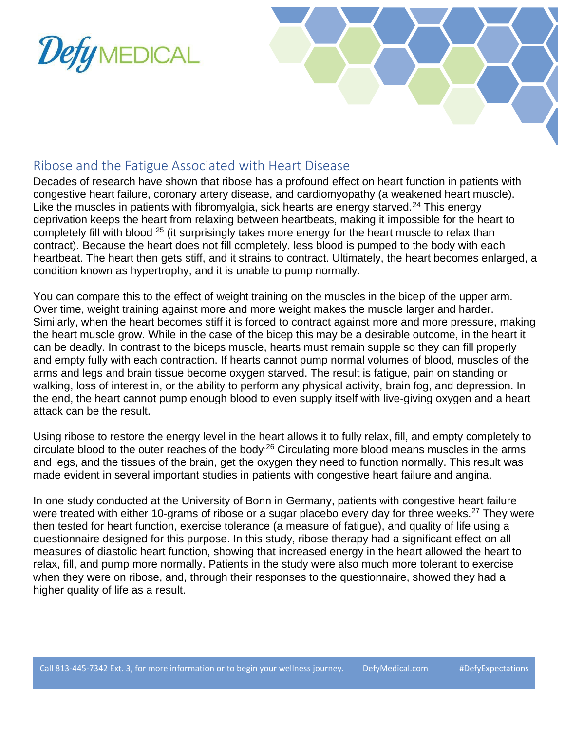## Ribose and the Fatigue Associated with Heart Disease

Decades of research have shown that ribose has a profound effect on heart function in patients with congestive heart failure, coronary artery disease, and cardiomyopathy (a weakened heart muscle). Like the muscles in patients with fibromyalgia, sick hearts are energy starved.[24] This energy deprivation keeps the heart from relaxing between heartbeats, making it impossible for the heart to completely fill with blood [25] (it surprisingly takes more energy for the heart muscle to relax than contract). Because the heart does not fill completely, less blood is pumped to the body with each heartbeat. The heart then gets stiff, and it strains to contract. Ultimately, the heart becomes enlarged, a condition known as hypertrophy, and it is unable to pump normally.

You can compare this to the effect of weight training on the muscles in the bicep of the upper arm. Over time, weight training against more and more weight makes the muscle larger and harder. Similarly, when the heart becomes stiff it is forced to contract against more and more pressure, making the heart muscle grow. While in the case of the bicep this may be a desirable outcome, in the heart it can be deadly. In contrast to the biceps muscle, hearts must remain supple so they can fill properly and empty fully with each contraction. If hearts cannot pump normal volumes of blood, muscles of the arms and legs and brain tissue become oxygen starved. The result is fatigue, pain on standing or walking, loss of interest in, or the ability to perform any physical activity, brain fog, and depression. In the end, the heart cannot pump enough blood to even supply itself with live-giving oxygen and a heart attack can be the result.

Using ribose to restore the energy level in the heart allows it to fully relax, fill, and empty completely to circulate blood to the outer reaches of the body.[26] Circulating more blood means muscles in the arms and legs, and the tissues of the brain, get the oxygen they need to function normally. This result was made evident in several important studies in patients with congestive heart failure and angina.

In one study conducted at the University of Bonn in Germany, patients with congestive heart failure were treated with either 10-grams of ribose or a sugar placebo every day for three weeks.[27] They were then tested for heart function, exercise tolerance (a measure of fatigue), and quality of life using a questionnaire designed for this purpose. In this study, ribose therapy had a significant effect on all measures of diastolic heart function, showing that increased energy in the heart allowed the heart to relax, fill, and pump more normally. Patients in the study were also much more tolerant to exercise when they were on ribose, and, through their responses to the questionnaire, showed they had a higher quality of life as a result.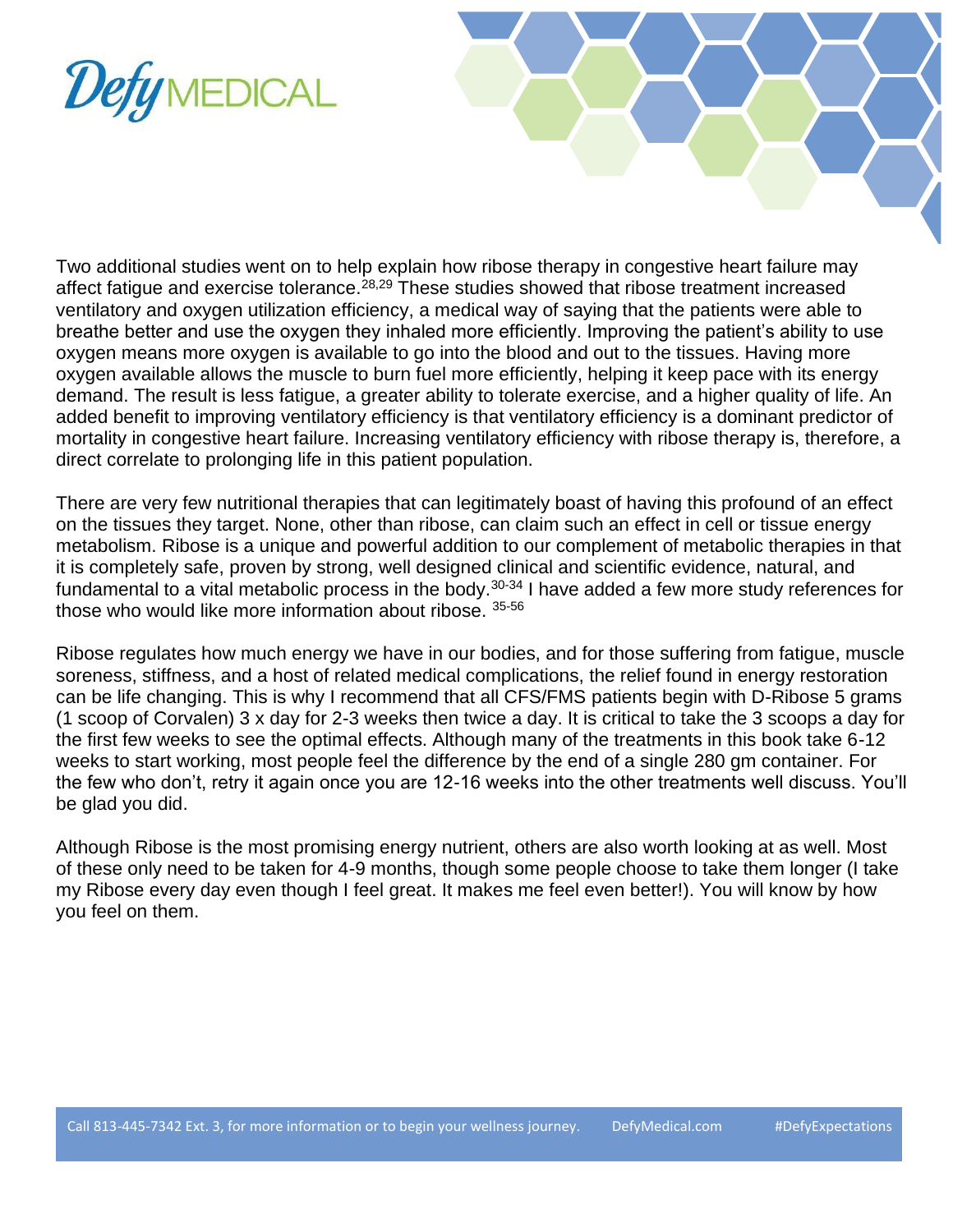Two additional studies went on to help explain how ribose therapy in congestive heart failure may affect fatigue and exercise tolerance.[28,29] These studies showed that ribose treatment increased ventilatory and oxygen utilization efficiency, a medical way of saying that the patients were able to breathe better and use the oxygen they inhaled more efficiently. Improving the patient's ability to use oxygen means more oxygen is available to go into the blood and out to the tissues. Having more oxygen available allows the muscle to burn fuel more efficiently, helping it keep pace with its energy demand. The result is less fatigue, a greater ability to tolerate exercise, and a higher quality of life. An added benefit to improving ventilatory efficiency is that ventilatory efficiency is a dominant predictor of mortality in congestive heart failure. Increasing ventilatory efficiency with ribose therapy is, therefore, a direct correlate to prolonging life in this patient population.

There are very few nutritional therapies that can legitimately boast of having this profound of an effect on the tissues they target. None, other than ribose, can claim such an effect in cell or tissue energy metabolism. Ribose is a unique and powerful addition to our complement of metabolic therapies in that it is completely safe, proven by strong, well designed clinical and scientific evidence, natural, and fundamental to a vital metabolic process in the body.[30-34] I have added a few more study references for those who would like more information about ribose. [35-56]

Ribose regulates how much energy we have in our bodies, and for those suffering from fatigue, muscle soreness, stiffness, and a host of related medical complications, the relief found in energy restoration can be life changing. This is why I recommend that all CFS/FMS patients begin with D-Ribose 5 grams (1 scoop of Corvalen) 3 x day for 2-3 weeks then twice a day. It is critical to take the 3 scoops a day for the first few weeks to see the optimal effects. Although many of the treatments in this book take 6-12 weeks to start working, most people feel the difference by the end of a single 280 gm container. For the few who don't, retry it again once you are 12-16 weeks into the other treatments well discuss. You'll be glad you did.

Although Ribose is the most promising energy nutrient, others are also worth looking at as well. Most of these only need to be taken for 4-9 months, though some people choose to take them longer (I take my Ribose every day even though I feel great. It makes me feel even better!). You will know by how you feel on them.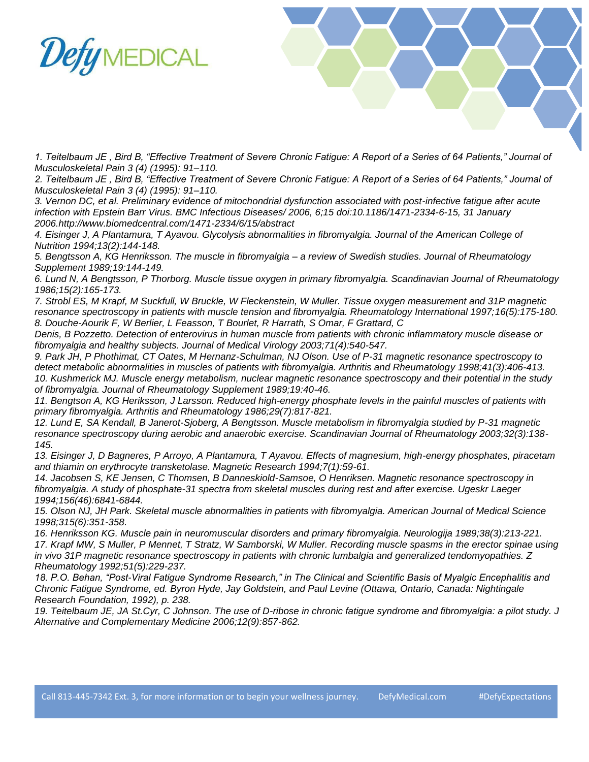*1. Teitelbaum JE , Bird B, "Effective Treatment of Severe Chronic Fatigue: A Report of a Series of 64 Patients," Journal of Musculoskeletal Pain 3 (4) (1995): 91–110.*

*2. Teitelbaum JE , Bird B, "Effective Treatment of Severe Chronic Fatigue: A Report of a Series of 64 Patients," Journal of Musculoskeletal Pain 3 (4) (1995): 91–110.*

*3. Vernon DC, et al. Preliminary evidence of mitochondrial dysfunction associated with post-infective fatigue after acute infection with Epstein Barr Virus. BMC Infectious Diseases/ 2006, 6;15 doi:10.1186/1471-2334-6-15, 31 January 2006.http://www.biomedcentral.com/1471-2334/6/15/abstract*

*4. Eisinger J, A Plantamura, T Ayavou. Glycolysis abnormalities in fibromyalgia. Journal of the American College of Nutrition 1994;13(2):144-148.*

*5. Bengtsson A, KG Henriksson. The muscle in fibromyalgia – a review of Swedish studies. Journal of Rheumatology Supplement 1989;19:144-149.*

*6. Lund N, A Bengtsson, P Thorborg. Muscle tissue oxygen in primary fibromyalgia. Scandinavian Journal of Rheumatology 1986;15(2):165-173.*

*7. Strobl ES, M Krapf, M Suckfull, W Bruckle, W Fleckenstein, W Muller. Tissue oxygen measurement and 31P magnetic resonance spectroscopy in patients with muscle tension and fibromyalgia. Rheumatology International 1997;16(5):175-180.*

*8. Douche-Aourik F, W Berlier, L Feasson, T Bourlet, R Harrath, S Omar, F Grattard, C Denis, B Pozzetto. Detection of enterovirus in human muscle from patients with chronic inflammatory muscle disease or fibromyalgia and healthy subjects. Journal of Medical Virology 2003;71(4):540-547.*

*9. Park JH, P Phothimat, CT Oates, M Hernanz-Schulman, NJ Olson. Use of P-31 magnetic resonance spectroscopy to detect metabolic abnormalities in muscles of patients with fibromyalgia. Arthritis and Rheumatology 1998;41(3):406-413.*

*10. Kushmerick MJ. Muscle energy metabolism, nuclear magnetic resonance spectroscopy and their potential in the study of fibromyalgia. Journal of Rheumatology Supplement 1989;19:40-46.*

*11. Bengtson A, KG Heriksson, J Larsson. Reduced high-energy phosphate levels in the painful muscles of patients with primary fibromyalgia. Arthritis and Rheumatology 1986;29(7):817-821.*

*12. Lund E, SA Kendall, B Janerot-Sjoberg, A Bengtsson. Muscle metabolism in fibromyalgia studied by P-31 magnetic resonance spectroscopy during aerobic and anaerobic exercise. Scandinavian Journal of Rheumatology 2003;32(3):138-145.*

*13. Eisinger J, D Bagneres, P Arroyo, A Plantamura, T Ayavou. Effects of magnesium, high-energy phosphates, piracetam and thiamin on erythrocyte transketolase. Magnetic Research 1994;7(1):59-61.*

*14. Jacobsen S, KE Jensen, C Thomsen, B Danneskiold-Samsoe, O Henriksen. Magnetic resonance spectroscopy in fibromyalgia. A study of phosphate-31 spectra from skeletal muscles during rest and after exercise. Ugeskr Laeger 1994;156(46):6841-6844.*

*15. Olson NJ, JH Park. Skeletal muscle abnormalities in patients with fibromyalgia. American Journal of Medical Science 1998;315(6):351-358.*

*16. Henriksson KG. Muscle pain in neuromuscular disorders and primary fibromyalgia. Neurologija 1989;38(3):213-221.*

*17. Krapf MW, S Muller, P Mennet, T Stratz, W Samborski, W Muller. Recording muscle spasms in the erector spinae using in vivo 31P magnetic resonance spectroscopy in patients with chronic lumbalgia and generalized tendomyopathies. Z Rheumatology 1992;51(5):229-237.*

*18. P.O. Behan, "Post-Viral Fatigue Syndrome Research," in The Clinical and Scientific Basis of Myalgic Encephalitis and Chronic Fatigue Syndrome, ed. Byron Hyde, Jay Goldstein, and Paul Levine (Ottawa, Ontario, Canada: Nightingale Research Foundation, 1992), p. 238.*

*19. Teitelbaum JE, JA St.Cyr, C Johnson. The use of D-ribose in chronic fatigue syndrome and fibromyalgia: a pilot study. J Alternative and Complementary Medicine 2006;12(9):857-862.*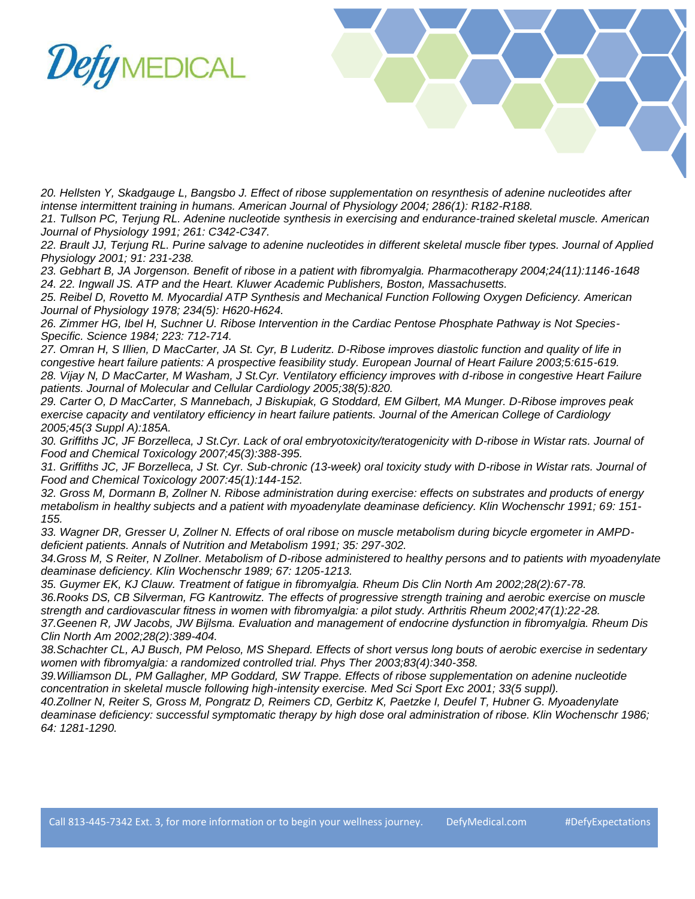*20. Hellsten Y, Skadgauge L, Bangsbo J. Effect of ribose supplementation on resynthesis of adenine nucleotides after intense intermittent training in humans. American Journal of Physiology 2004; 286(1): R182-R188.*

*21. Tullson PC, Terjung RL. Adenine nucleotide synthesis in exercising and endurance-trained skeletal muscle. American Journal of Physiology 1991; 261: C342-C347.*

*22. Brault JJ, Terjung RL. Purine salvage to adenine nucleotides in different skeletal muscle fiber types. Journal of Applied Physiology 2001; 91: 231-238.*

*23. Gebhart B, JA Jorgenson. Benefit of ribose in a patient with fibromyalgia. Pharmacotherapy 2004;24(11):1146-1648*

*24. 22. Ingwall JS. ATP and the Heart. Kluwer Academic Publishers, Boston, Massachusetts.*

*25. Reibel D, Rovetto M. Myocardial ATP Synthesis and Mechanical Function Following Oxygen Deficiency. American Journal of Physiology 1978; 234(5): H620-H624.*

*26. Zimmer HG, Ibel H, Suchner U. Ribose Intervention in the Cardiac Pentose Phosphate Pathway is Not Species-Specific. Science 1984; 223: 712-714.*

*27. Omran H, S Illien, D MacCarter, JA St. Cyr, B Luderitz. D-Ribose improves diastolic function and quality of life in congestive heart failure patients: A prospective feasibility study. European Journal of Heart Failure 2003;5:615-619.*

*28. Vijay N, D MacCarter, M Washam, J St.Cyr. Ventilatory efficiency improves with d-ribose in congestive Heart Failure patients. Journal of Molecular and Cellular Cardiology 2005;38(5):820.*

*29. Carter O, D MacCarter, S Mannebach, J Biskupiak, G Stoddard, EM Gilbert, MA Munger. D-Ribose improves peak exercise capacity and ventilatory efficiency in heart failure patients. Journal of the American College of Cardiology 2005;45(3 Suppl A):185A.*

*30. Griffiths JC, JF Borzelleca, J St.Cyr. Lack of oral embryotoxicity/teratogenicity with D-ribose in Wistar rats. Journal of Food and Chemical Toxicology 2007;45(3):388-395.*

*31. Griffiths JC, JF Borzelleca, J St. Cyr. Sub-chronic (13-week) oral toxicity study with D-ribose in Wistar rats. Journal of Food and Chemical Toxicology 2007:45(1):144-152.*

*32. Gross M, Dormann B, Zollner N. Ribose administration during exercise: effects on substrates and products of energy metabolism in healthy subjects and a patient with myoadenylate deaminase deficiency. Klin Wochenschr 1991; 69: 151-155.*

*33. Wagner DR, Gresser U, Zollner N. Effects of oral ribose on muscle metabolism during bicycle ergometer in AMPD-deficient patients. Annals of Nutrition and Metabolism 1991; 35: 297-302.*

*34.Gross M, S Reiter, N Zollner. Metabolism of D-ribose administered to healthy persons and to patients with myoadenylate deaminase deficiency. Klin Wochenschr 1989; 67: 1205-1213.*

*35. Guymer EK, KJ Clauw. Treatment of fatigue in fibromyalgia. Rheum Dis Clin North Am 2002;28(2):67-78.*

*36.Rooks DS, CB Silverman, FG Kantrowitz. The effects of progressive strength training and aerobic exercise on muscle strength and cardiovascular fitness in women with fibromyalgia: a pilot study. Arthritis Rheum 2002;47(1):22-28.*

*37.Geenen R, JW Jacobs, JW Bijlsma. Evaluation and management of endocrine dysfunction in fibromyalgia. Rheum Dis Clin North Am 2002;28(2):389-404.*

*38.Schachter CL, AJ Busch, PM Peloso, MS Shepard. Effects of short versus long bouts of aerobic exercise in sedentary women with fibromyalgia: a randomized controlled trial. Phys Ther 2003;83(4):340-358.*

*39.Williamson DL, PM Gallagher, MP Goddard, SW Trappe. Effects of ribose supplementation on adenine nucleotide concentration in skeletal muscle following high-intensity exercise. Med Sci Sport Exc 2001; 33(5 suppl).*

*40.Zollner N, Reiter S, Gross M, Pongratz D, Reimers CD, Gerbitz K, Paetzke I, Deufel T, Hubner G. Myoadenylate deaminase deficiency: successful symptomatic therapy by high dose oral administration of ribose. Klin Wochenschr 1986; 64: 1281-1290.*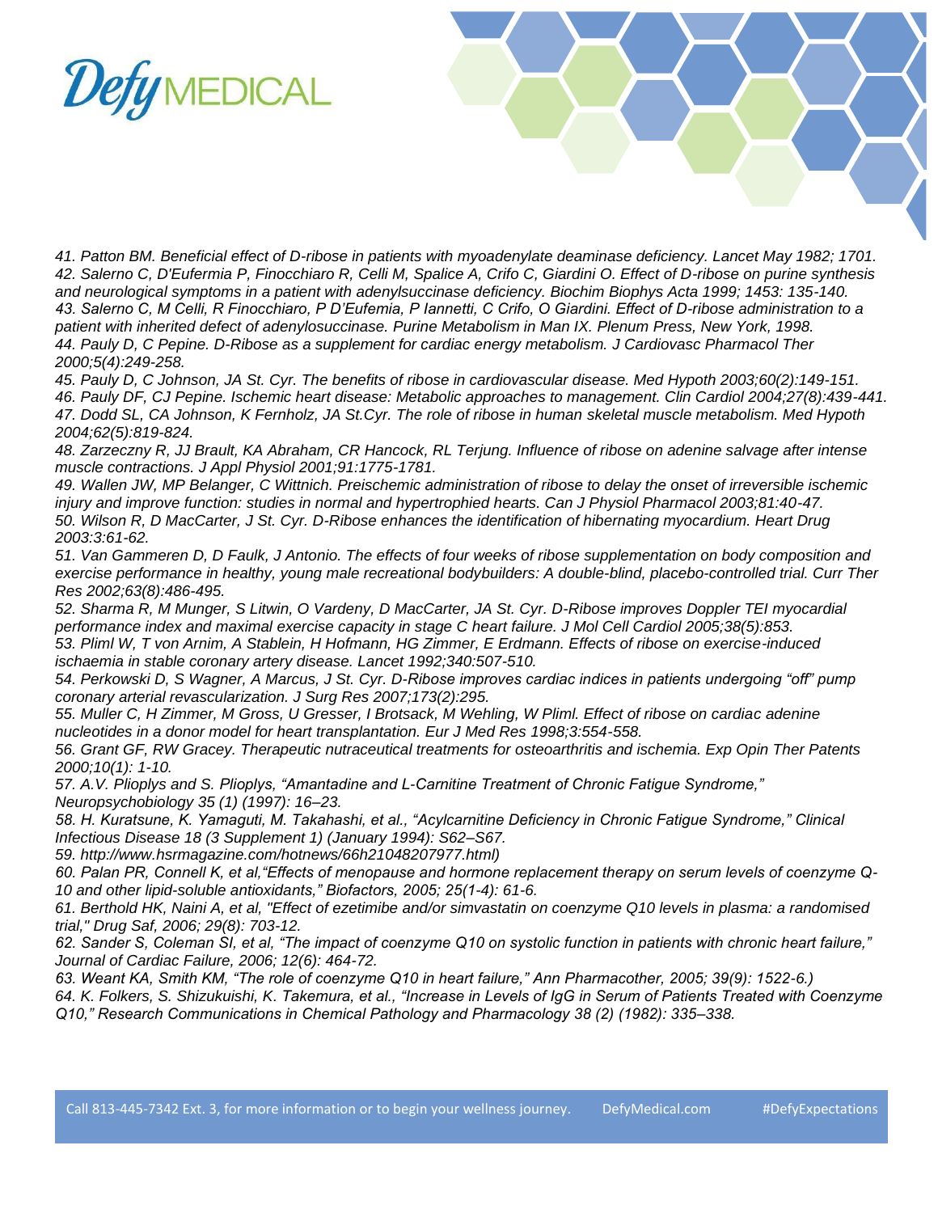*41. Patton BM. Beneficial effect of D-ribose in patients with myoadenylate deaminase deficiency. Lancet May 1982; 1701.*
*42. Salerno C, D'Eufermia P, Finocchiaro R, Celli M, Spalice A, Crifo C, Giardini O. Effect of D-ribose on purine synthesis and neurological symptoms in a patient with adenylsuccinase deficiency. Biochim Biophys Acta 1999; 1453: 135-140.*
*43. Salerno C, M Celli, R Finocchiaro, P D'Eufemia, P Iannetti, C Crifo, O Giardini. Effect of D-ribose administration to a patient with inherited defect of adenylosuccinase. Purine Metabolism in Man IX. Plenum Press, New York, 1998.*
*44. Pauly D, C Pepine. D-Ribose as a supplement for cardiac energy metabolism. J Cardiovasc Pharmacol Ther 2000;5(4):249-258.*
*45. Pauly D, C Johnson, JA St. Cyr. The benefits of ribose in cardiovascular disease. Med Hypoth 2003;60(2):149-151.*
*46. Pauly DF, CJ Pepine. Ischemic heart disease: Metabolic approaches to management. Clin Cardiol 2004;27(8):439-441.*
*47. Dodd SL, CA Johnson, K Fernholz, JA St.Cyr. The role of ribose in human skeletal muscle metabolism. Med Hypoth 2004;62(5):819-824.*
*48. Zarzeczny R, JJ Brault, KA Abraham, CR Hancock, RL Terjung. Influence of ribose on adenine salvage after intense muscle contractions. J Appl Physiol 2001;91:1775-1781.*
*49. Wallen JW, MP Belanger, C Wittnich. Preischemic administration of ribose to delay the onset of irreversible ischemic injury and improve function: studies in normal and hypertrophied hearts. Can J Physiol Pharmacol 2003;81:40-47.*
*50. Wilson R, D MacCarter, J St. Cyr. D-Ribose enhances the identification of hibernating myocardium. Heart Drug 2003:3:61-62.*
*51. Van Gammeren D, D Faulk, J Antonio. The effects of four weeks of ribose supplementation on body composition and exercise performance in healthy, young male recreational bodybuilders: A double-blind, placebo-controlled trial. Curr Ther Res 2002;63(8):486-495.*
*52. Sharma R, M Munger, S Litwin, O Vardeny, D MacCarter, JA St. Cyr. D-Ribose improves Doppler TEI myocardial performance index and maximal exercise capacity in stage C heart failure. J Mol Cell Cardiol 2005;38(5):853.*
*53. Pliml W, T von Arnim, A Stablein, H Hofmann, HG Zimmer, E Erdmann. Effects of ribose on exercise-induced ischaemia in stable coronary artery disease. Lancet 1992;340:507-510.*
*54. Perkowski D, S Wagner, A Marcus, J St. Cyr. D-Ribose improves cardiac indices in patients undergoing "off" pump coronary arterial revascularization. J Surg Res 2007;173(2):295.*
*55. Muller C, H Zimmer, M Gross, U Gresser, I Brotsack, M Wehling, W Pliml. Effect of ribose on cardiac adenine nucleotides in a donor model for heart transplantation. Eur J Med Res 1998;3:554-558.*
*56. Grant GF, RW Gracey. Therapeutic nutraceutical treatments for osteoarthritis and ischemia. Exp Opin Ther Patents 2000;10(1): 1-10.*
*57. A.V. Plioplys and S. Plioplys, "Amantadine and L-Carnitine Treatment of Chronic Fatigue Syndrome," Neuropsychobiology 35 (1) (1997): 16–23.*
*58. H. Kuratsune, K. Yamaguti, M. Takahashi, et al., "Acylcarnitine Deficiency in Chronic Fatigue Syndrome," Clinical Infectious Disease 18 (3 Supplement 1) (January 1994): S62–S67.*
*59. http://www.hsrmagazine.com/hotnews/66h21048207977.html)*
*60. Palan PR, Connell K, et al,"Effects of menopause and hormone replacement therapy on serum levels of coenzyme Q-10 and other lipid-soluble antioxidants," Biofactors, 2005; 25(1-4): 61-6.*
*61. Berthold HK, Naini A, et al, "Effect of ezetimibe and/or simvastatin on coenzyme Q10 levels in plasma: a randomised trial," Drug Saf, 2006; 29(8): 703-12.*
*62. Sander S, Coleman SI, et al, "The impact of coenzyme Q10 on systolic function in patients with chronic heart failure," Journal of Cardiac Failure, 2006; 12(6): 464-72.*
*63. Weant KA, Smith KM, "The role of coenzyme Q10 in heart failure," Ann Pharmacother, 2005; 39(9): 1522-6.)*
*64. K. Folkers, S. Shizukuishi, K. Takemura, et al., "Increase in Levels of IgG in Serum of Patients Treated with Coenzyme Q10," Research Communications in Chemical Pathology and Pharmacology 38 (2) (1982): 335–338.*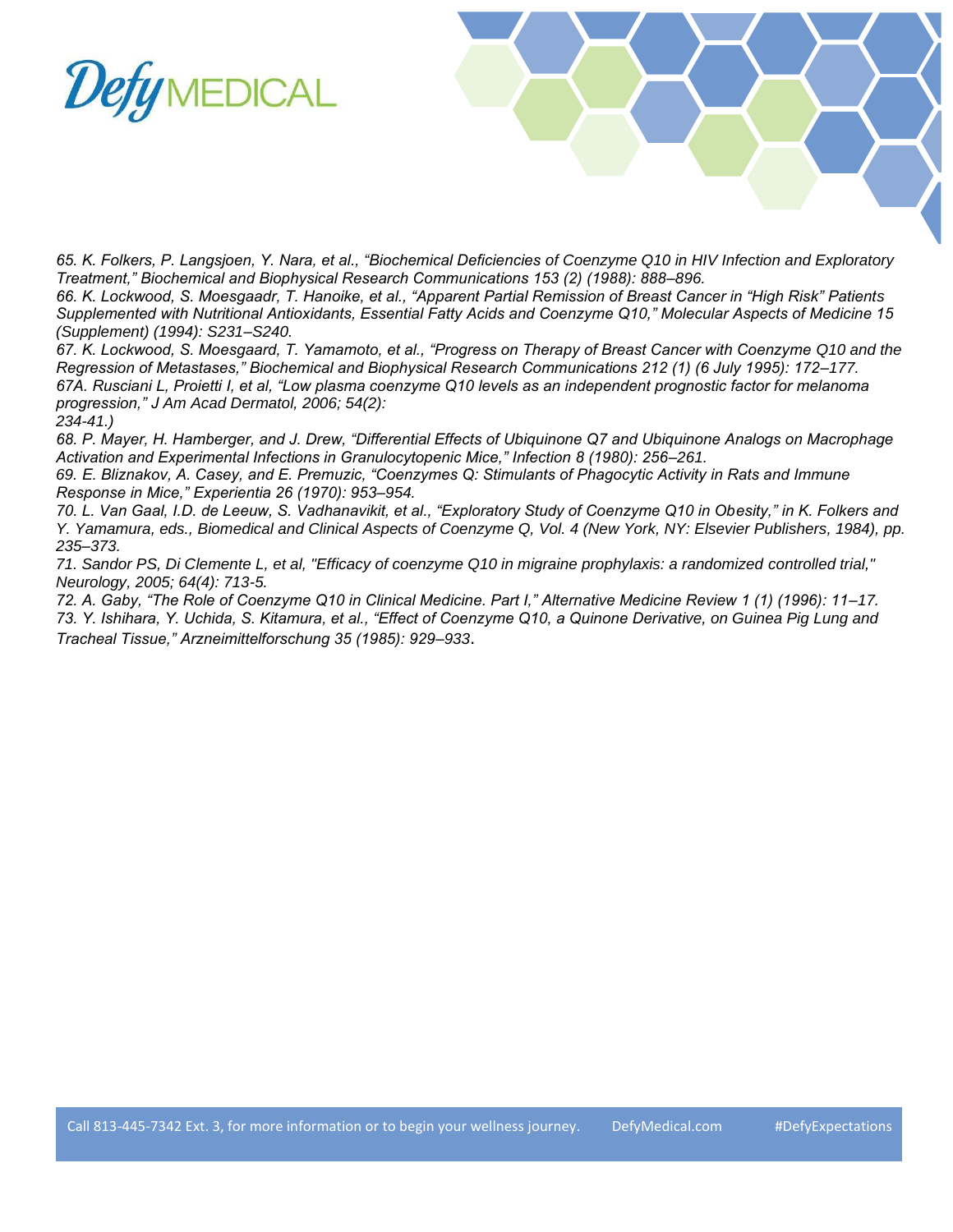*65. K. Folkers, P. Langsjoen, Y. Nara, et al., "Biochemical Deficiencies of Coenzyme Q10 in HIV Infection and Exploratory Treatment," Biochemical and Biophysical Research Communications 153 (2) (1988): 888–896.*

*66. K. Lockwood, S. Moesgaadr, T. Hanoike, et al., "Apparent Partial Remission of Breast Cancer in "High Risk" Patients Supplemented with Nutritional Antioxidants, Essential Fatty Acids and Coenzyme Q10," Molecular Aspects of Medicine 15 (Supplement) (1994): S231–S240.*

*67. K. Lockwood, S. Moesgaard, T. Yamamoto, et al., "Progress on Therapy of Breast Cancer with Coenzyme Q10 and the Regression of Metastases," Biochemical and Biophysical Research Communications 212 (1) (6 July 1995): 172–177.*

*67A. Rusciani L, Proietti I, et al, "Low plasma coenzyme Q10 levels as an independent prognostic factor for melanoma progression," J Am Acad Dermatol, 2006; 54(2): 234-41.)*

*68. P. Mayer, H. Hamberger, and J. Drew, "Differential Effects of Ubiquinone Q7 and Ubiquinone Analogs on Macrophage Activation and Experimental Infections in Granulocytopenic Mice," Infection 8 (1980): 256–261.*

*69. E. Bliznakov, A. Casey, and E. Premuzic, "Coenzymes Q: Stimulants of Phagocytic Activity in Rats and Immune Response in Mice," Experientia 26 (1970): 953–954.*

*70. L. Van Gaal, I.D. de Leeuw, S. Vadhanavikit, et al., "Exploratory Study of Coenzyme Q10 in Obesity," in K. Folkers and Y. Yamamura, eds., Biomedical and Clinical Aspects of Coenzyme Q, Vol. 4 (New York, NY: Elsevier Publishers, 1984), pp. 235–373.*

*71. Sandor PS, Di Clemente L, et al, "Efficacy of coenzyme Q10 in migraine prophylaxis: a randomized controlled trial," Neurology, 2005; 64(4): 713-5.*

*72. A. Gaby, "The Role of Coenzyme Q10 in Clinical Medicine. Part I," Alternative Medicine Review 1 (1) (1996): 11–17.*

*73. Y. Ishihara, Y. Uchida, S. Kitamura, et al., "Effect of Coenzyme Q10, a Quinone Derivative, on Guinea Pig Lung and Tracheal Tissue," Arzneimittelforschung 35 (1985): 929–933.*